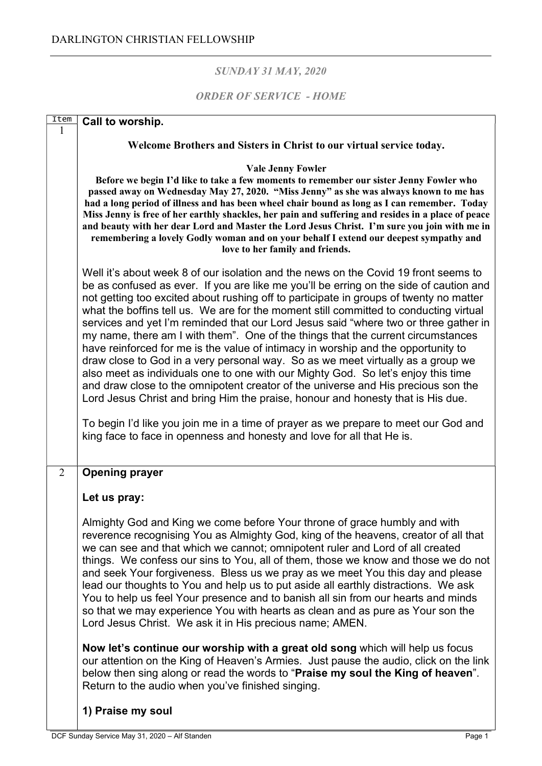# DARLINGTON CHRISTIAN FELLOWSHIP

*SUNDAY 31 MAY, 2020*

*ORDER OF SERVICE - HOME*

| Item | |
|---|---|
| 1 | **Call to worship.**<br><br>**Welcome Brothers and Sisters in Christ to our virtual service today.**<br><br>**Vale Jenny Fowler**<br>**Before we begin I'd like to take a few moments to remember our sister Jenny Fowler who passed away on Wednesday May 27, 2020. "Miss Jenny" as she was always known to me has had a long period of illness and has been wheel chair bound as long as I can remember. Today Miss Jenny is free of her earthly shackles, her pain and suffering and resides in a place of peace and beauty with her dear Lord and Master the Lord Jesus Christ. I'm sure you join with me in remembering a lovely Godly woman and on your behalf I extend our deepest sympathy and love to her family and friends.**<br><br>Well it's about week 8 of our isolation and the news on the Covid 19 front seems to be as confused as ever. If you are like me you'll be erring on the side of caution and not getting too excited about rushing off to participate in groups of twenty no matter what the boffins tell us. We are for the moment still committed to conducting virtual services and yet I'm reminded that our Lord Jesus said "where two or three gather in my name, there am I with them". One of the things that the current circumstances have reinforced for me is the value of intimacy in worship and the opportunity to draw close to God in a very personal way. So as we meet virtually as a group we also meet as individuals one to one with our Mighty God. So let's enjoy this time and draw close to the omnipotent creator of the universe and His precious son the Lord Jesus Christ and bring Him the praise, honour and honesty that is His due.<br><br>To begin I'd like you join me in a time of prayer as we prepare to meet our God and king face to face in openness and honesty and love for all that He is. |
| 2 | **Opening prayer**<br><br>**Let us pray:**<br><br>Almighty God and King we come before Your throne of grace humbly and with reverence recognising You as Almighty God, king of the heavens, creator of all that we can see and that which we cannot; omnipotent ruler and Lord of all created things. We confess our sins to You, all of them, those we know and those we do not and seek Your forgiveness. Bless us we pray as we meet You this day and please lead our thoughts to You and help us to put aside all earthly distractions. We ask You to help us feel Your presence and to banish all sin from our hearts and minds so that we may experience You with hearts as clean and as pure as Your son the Lord Jesus Christ. We ask it in His precious name; AMEN.<br><br>**Now let's continue our worship with a great old song** which will help us focus our attention on the King of Heaven's Armies. Just pause the audio, click on the link below then sing along or read the words to "**Praise my soul the King of heaven**". Return to the audio when you've finished singing.<br><br>**1) Praise my soul** |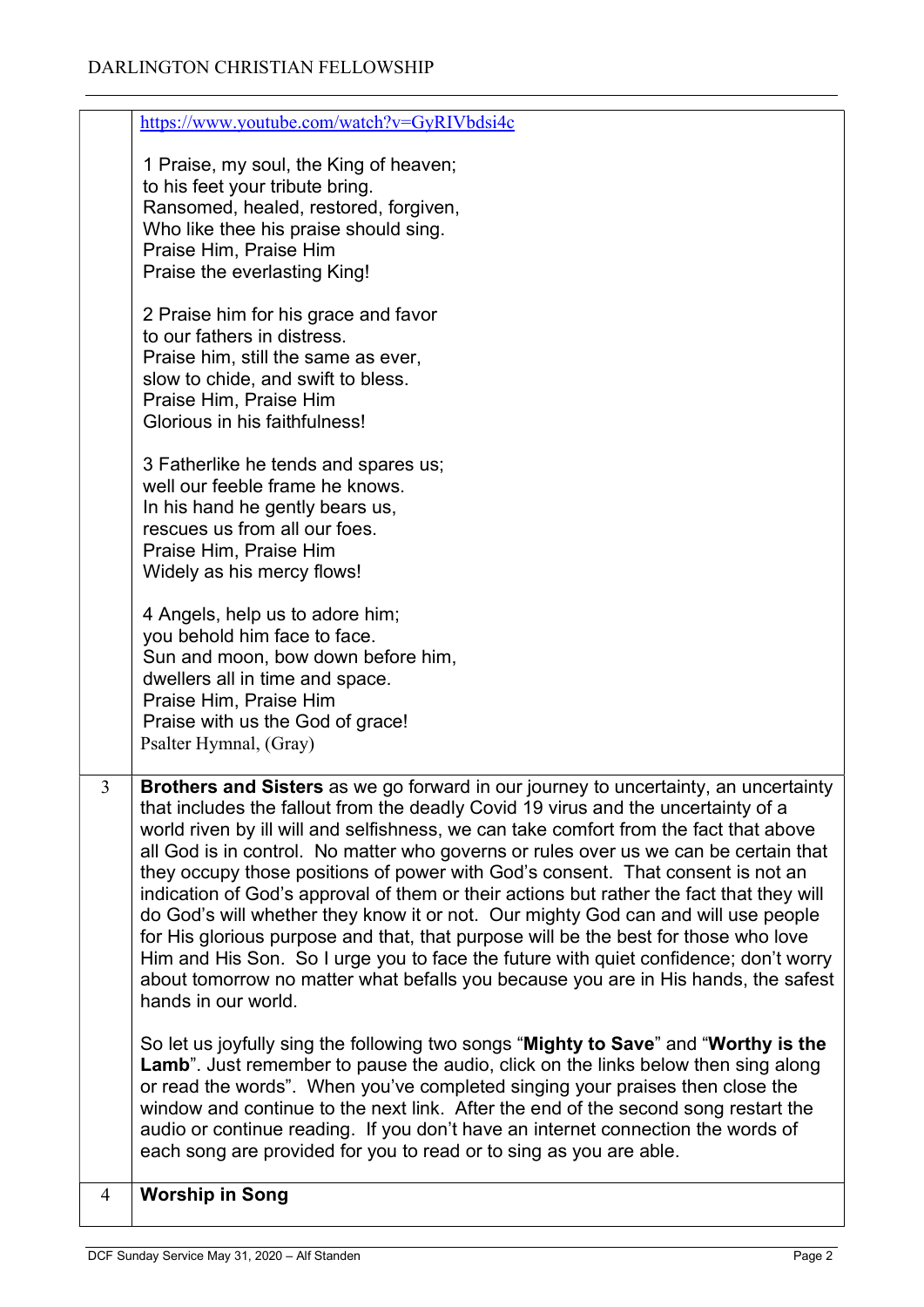| | |
|---|---|
| | https://www.youtube.com/watch?v=GyRIVbdsi4c<br><br>1 Praise, my soul, the King of heaven;<br>to his feet your tribute bring.<br>Ransomed, healed, restored, forgiven,<br>Who like thee his praise should sing.<br>Praise Him, Praise Him<br>Praise the everlasting King!<br><br>2 Praise him for his grace and favor<br>to our fathers in distress.<br>Praise him, still the same as ever,<br>slow to chide, and swift to bless.<br>Praise Him, Praise Him<br>Glorious in his faithfulness!<br><br>3 Fatherlike he tends and spares us;<br>well our feeble frame he knows.<br>In his hand he gently bears us,<br>rescues us from all our foes.<br>Praise Him, Praise Him<br>Widely as his mercy flows!<br><br>4 Angels, help us to adore him;<br>you behold him face to face.<br>Sun and moon, bow down before him,<br>dwellers all in time and space.<br>Praise Him, Praise Him<br>Praise with us the God of grace!<br>Psalter Hymnal, (Gray) |
| 3 | **Brothers and Sisters** as we go forward in our journey to uncertainty, an uncertainty that includes the fallout from the deadly Covid 19 virus and the uncertainty of a world riven by ill will and selfishness, we can take comfort from the fact that above all God is in control. No matter who governs or rules over us we can be certain that they occupy those positions of power with God's consent. That consent is not an indication of God's approval of them or their actions but rather the fact that they will do God's will whether they know it or not. Our mighty God can and will use people for His glorious purpose and that, that purpose will be the best for those who love Him and His Son. So I urge you to face the future with quiet confidence; don't worry about tomorrow no matter what befalls you because you are in His hands, the safest hands in our world.<br><br>So let us joyfully sing the following two songs "**Mighty to Save**" and "**Worthy is the Lamb**". Just remember to pause the audio, click on the links below then sing along or read the words". When you've completed singing your praises then close the window and continue to the next link. After the end of the second song restart the audio or continue reading. If you don't have an internet connection the words of each song are provided for you to read or to sing as you are able. |
| 4 | **Worship in Song** |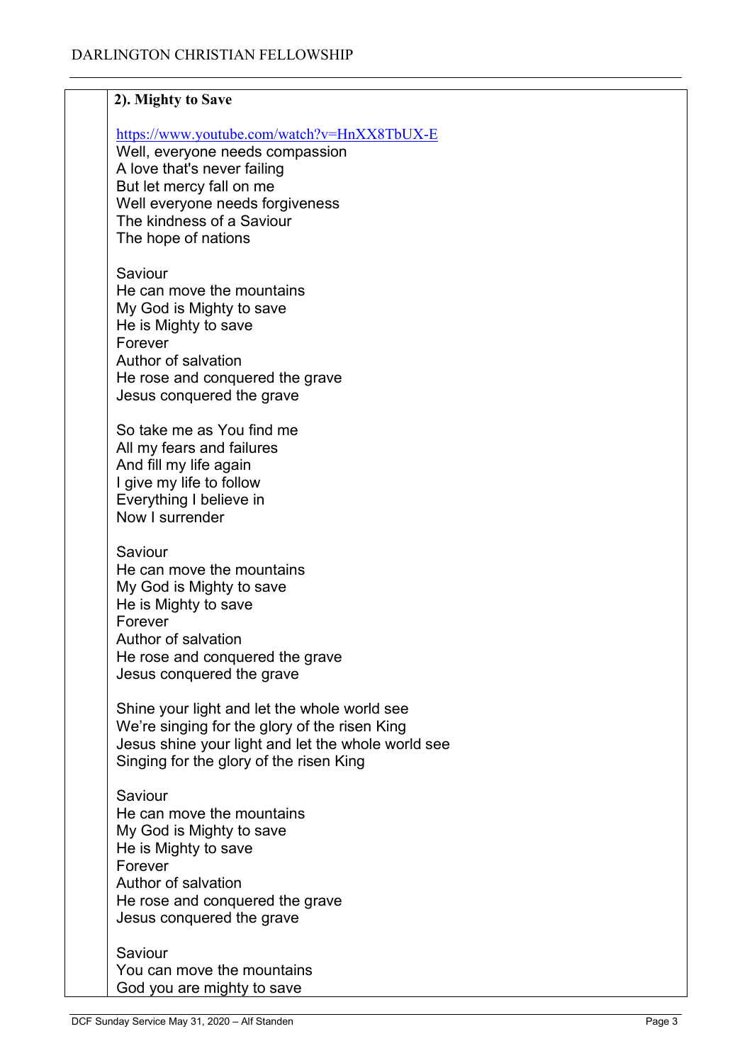**2). Mighty to Save**

https://www.youtube.com/watch?v=HnXX8TbUX-E

Well, everyone needs compassion
A love that's never failing
But let mercy fall on me
Well everyone needs forgiveness
The kindness of a Saviour
The hope of nations

Saviour
He can move the mountains
My God is Mighty to save
He is Mighty to save
Forever
Author of salvation
He rose and conquered the grave
Jesus conquered the grave

So take me as You find me
All my fears and failures
And fill my life again
I give my life to follow
Everything I believe in
Now I surrender

Saviour
He can move the mountains
My God is Mighty to save
He is Mighty to save
Forever
Author of salvation
He rose and conquered the grave
Jesus conquered the grave

Shine your light and let the whole world see
We're singing for the glory of the risen King
Jesus shine your light and let the whole world see
Singing for the glory of the risen King

Saviour
He can move the mountains
My God is Mighty to save
He is Mighty to save
Forever
Author of salvation
He rose and conquered the grave
Jesus conquered the grave

Saviour
You can move the mountains
God you are mighty to save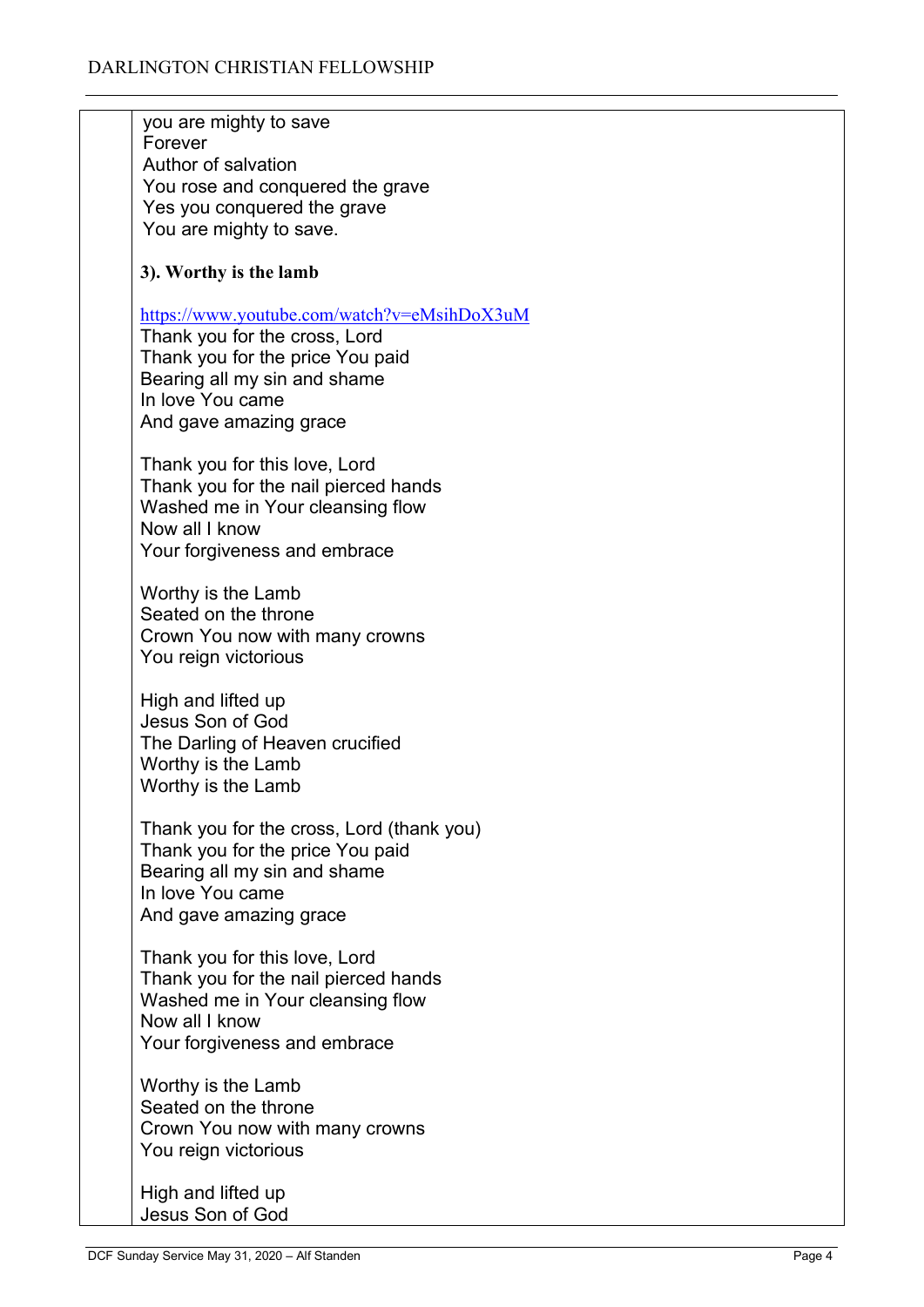you are mighty to save
Forever
Author of salvation
You rose and conquered the grave
Yes you conquered the grave
You are mighty to save.

**3). Worthy is the lamb**

https://www.youtube.com/watch?v=eMsihDoX3uM
Thank you for the cross, Lord
Thank you for the price You paid
Bearing all my sin and shame
In love You came
And gave amazing grace

Thank you for this love, Lord
Thank you for the nail pierced hands
Washed me in Your cleansing flow
Now all I know
Your forgiveness and embrace

Worthy is the Lamb
Seated on the throne
Crown You now with many crowns
You reign victorious

High and lifted up
Jesus Son of God
The Darling of Heaven crucified
Worthy is the Lamb
Worthy is the Lamb

Thank you for the cross, Lord (thank you)
Thank you for the price You paid
Bearing all my sin and shame
In love You came
And gave amazing grace

Thank you for this love, Lord
Thank you for the nail pierced hands
Washed me in Your cleansing flow
Now all I know
Your forgiveness and embrace

Worthy is the Lamb
Seated on the throne
Crown You now with many crowns
You reign victorious

High and lifted up
Jesus Son of God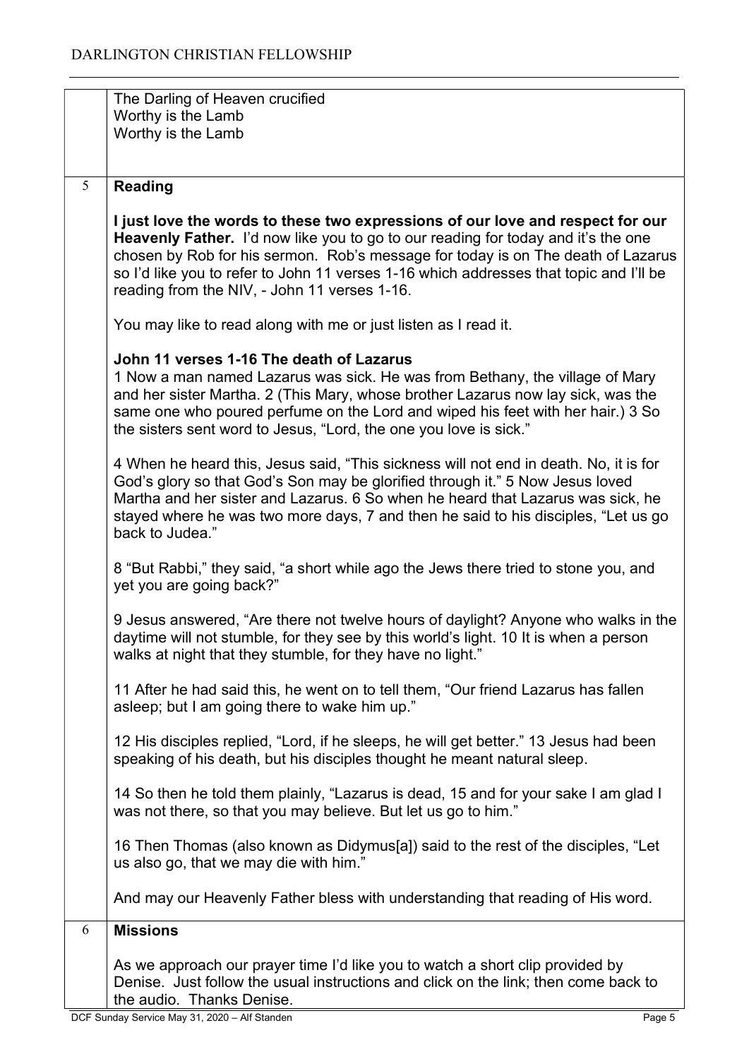| | |
|---|---|
| | The Darling of Heaven crucified<br>Worthy is the Lamb<br>Worthy is the Lamb |
| 5 | **Reading**<br><br>**I just love the words to these two expressions of our love and respect for our Heavenly Father.** I'd now like you to go to our reading for today and it's the one chosen by Rob for his sermon. Rob's message for today is on The death of Lazarus so I'd like you to refer to John 11 verses 1-16 which addresses that topic and I'll be reading from the NIV, - John 11 verses 1-16.<br><br>You may like to read along with me or just listen as I read it.<br><br>**John 11 verses 1-16 The death of Lazarus**<br>1 Now a man named Lazarus was sick. He was from Bethany, the village of Mary and her sister Martha. 2 (This Mary, whose brother Lazarus now lay sick, was the same one who poured perfume on the Lord and wiped his feet with her hair.) 3 So the sisters sent word to Jesus, "Lord, the one you love is sick."<br><br>4 When he heard this, Jesus said, "This sickness will not end in death. No, it is for God's glory so that God's Son may be glorified through it." 5 Now Jesus loved Martha and her sister and Lazarus. 6 So when he heard that Lazarus was sick, he stayed where he was two more days, 7 and then he said to his disciples, "Let us go back to Judea."<br><br>8 "But Rabbi," they said, "a short while ago the Jews there tried to stone you, and yet you are going back?"<br><br>9 Jesus answered, "Are there not twelve hours of daylight? Anyone who walks in the daytime will not stumble, for they see by this world's light. 10 It is when a person walks at night that they stumble, for they have no light."<br><br>11 After he had said this, he went on to tell them, "Our friend Lazarus has fallen asleep; but I am going there to wake him up."<br><br>12 His disciples replied, "Lord, if he sleeps, he will get better." 13 Jesus had been speaking of his death, but his disciples thought he meant natural sleep.<br><br>14 So then he told them plainly, "Lazarus is dead, 15 and for your sake I am glad I was not there, so that you may believe. But let us go to him."<br><br>16 Then Thomas (also known as Didymus[a]) said to the rest of the disciples, "Let us also go, that we may die with him."<br><br>And may our Heavenly Father bless with understanding that reading of His word. |
| 6 | **Missions**<br><br>As we approach our prayer time I'd like you to watch a short clip provided by Denise. Just follow the usual instructions and click on the link; then come back to the audio. Thanks Denise. |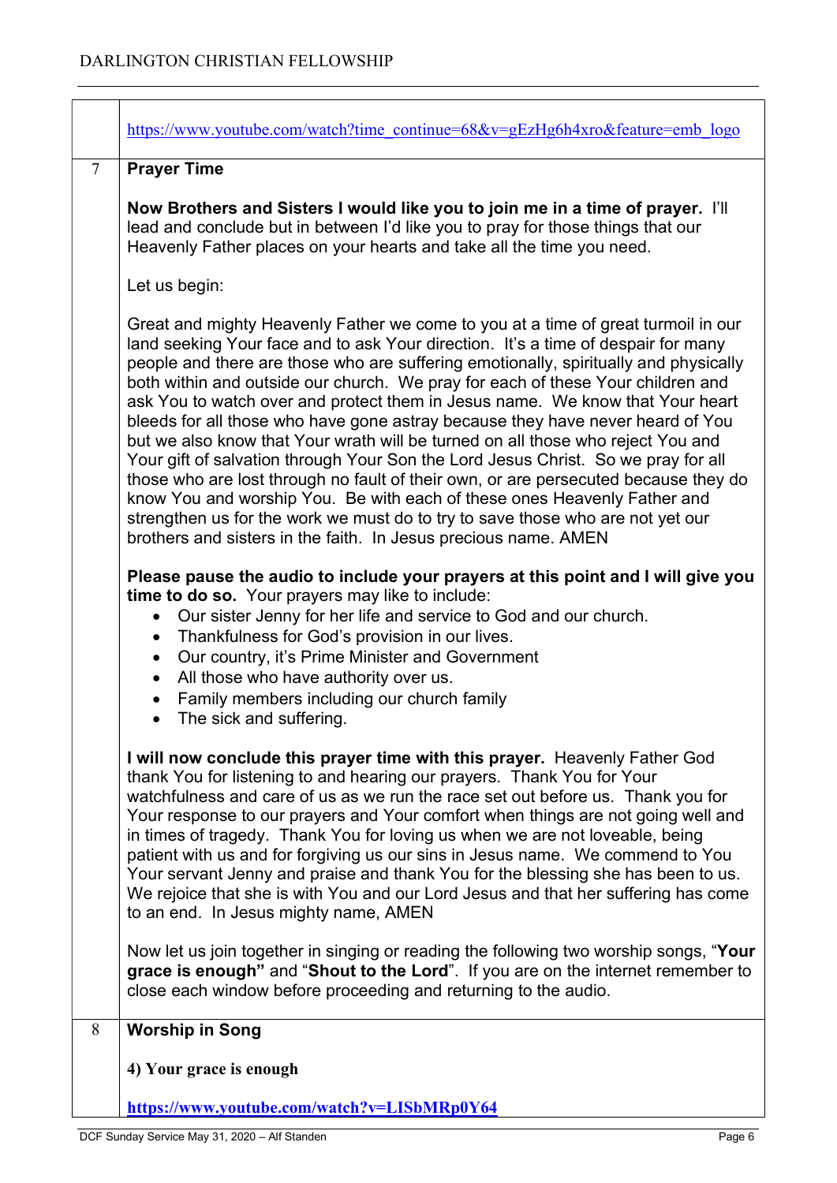| | |
|---|---|
| | https://www.youtube.com/watch?time_continue=68&v=gEzHg6h4xro&feature=emb_logo |
| 7 | **Prayer Time**<br><br>**Now Brothers and Sisters I would like you to join me in a time of prayer.** I'll lead and conclude but in between I'd like you to pray for those things that our Heavenly Father places on your hearts and take all the time you need.<br><br>Let us begin:<br><br>Great and mighty Heavenly Father we come to you at a time of great turmoil in our land seeking Your face and to ask Your direction. It's a time of despair for many people and there are those who are suffering emotionally, spiritually and physically both within and outside our church. We pray for each of these Your children and ask You to watch over and protect them in Jesus name. We know that Your heart bleeds for all those who have gone astray because they have never heard of You but we also know that Your wrath will be turned on all those who reject You and Your gift of salvation through Your Son the Lord Jesus Christ. So we pray for all those who are lost through no fault of their own, or are persecuted because they do know You and worship You. Be with each of these ones Heavenly Father and strengthen us for the work we must do to try to save those who are not yet our brothers and sisters in the faith. In Jesus precious name. AMEN<br><br>**Please pause the audio to include your prayers at this point and I will give you time to do so.** Your prayers may like to include:<br>• Our sister Jenny for her life and service to God and our church.<br>• Thankfulness for God's provision in our lives.<br>• Our country, it's Prime Minister and Government<br>• All those who have authority over us.<br>• Family members including our church family<br>• The sick and suffering.<br><br>**I will now conclude this prayer time with this prayer.** Heavenly Father God thank You for listening to and hearing our prayers. Thank You for Your watchfulness and care of us as we run the race set out before us. Thank you for Your response to our prayers and Your comfort when things are not going well and in times of tragedy. Thank You for loving us when we are not loveable, being patient with us and for forgiving us our sins in Jesus name. We commend to You Your servant Jenny and praise and thank You for the blessing she has been to us. We rejoice that she is with You and our Lord Jesus and that her suffering has come to an end. In Jesus mighty name, AMEN<br><br>Now let us join together in singing or reading the following two worship songs, "**Your grace is enough"** and "**Shout to the Lord**". If you are on the internet remember to close each window before proceeding and returning to the audio. |
| 8 | **Worship in Song**<br><br>**4) Your grace is enough**<br><br>**https://www.youtube.com/watch?v=LISbMRp0Y64** |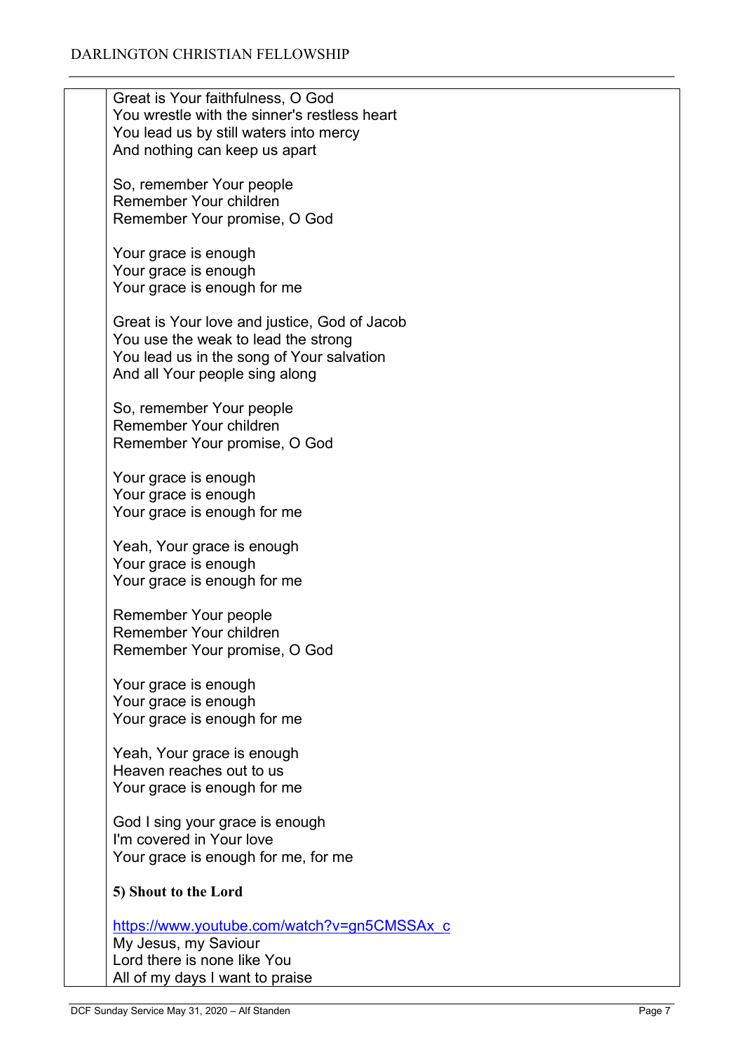Great is Your faithfulness, O God
You wrestle with the sinner's restless heart
You lead us by still waters into mercy
And nothing can keep us apart

So, remember Your people
Remember Your children
Remember Your promise, O God

Your grace is enough
Your grace is enough
Your grace is enough for me

Great is Your love and justice, God of Jacob
You use the weak to lead the strong
You lead us in the song of Your salvation
And all Your people sing along

So, remember Your people
Remember Your children
Remember Your promise, O God

Your grace is enough
Your grace is enough
Your grace is enough for me

Yeah, Your grace is enough
Your grace is enough
Your grace is enough for me

Remember Your people
Remember Your children
Remember Your promise, O God

Your grace is enough
Your grace is enough
Your grace is enough for me

Yeah, Your grace is enough
Heaven reaches out to us
Your grace is enough for me

God I sing your grace is enough
I'm covered in Your love
Your grace is enough for me, for me

**5) Shout to the Lord**

https://www.youtube.com/watch?v=gn5CMSSAx_c
My Jesus, my Saviour
Lord there is none like You
All of my days I want to praise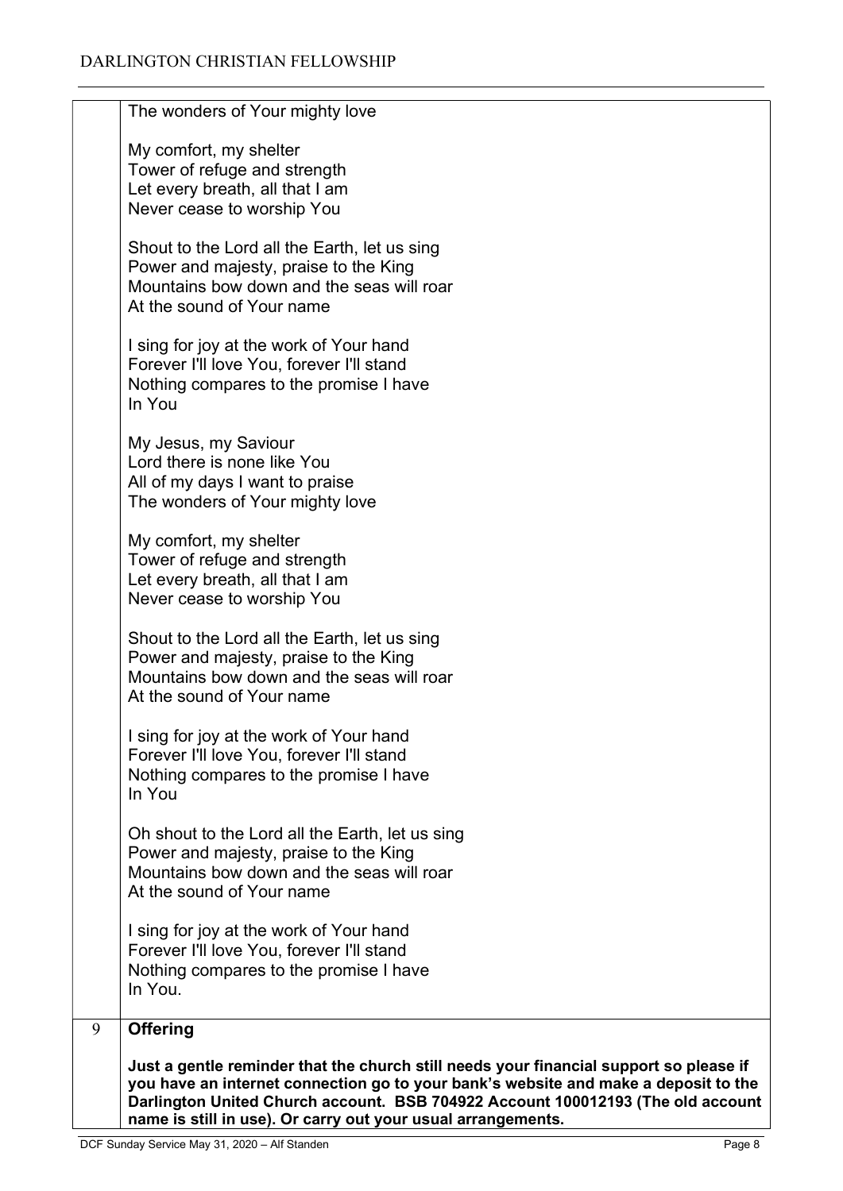The wonders of Your mighty love

My comfort, my shelter
Tower of refuge and strength
Let every breath, all that I am
Never cease to worship You

Shout to the Lord all the Earth, let us sing
Power and majesty, praise to the King
Mountains bow down and the seas will roar
At the sound of Your name

I sing for joy at the work of Your hand
Forever I'll love You, forever I'll stand
Nothing compares to the promise I have
In You

My Jesus, my Saviour
Lord there is none like You
All of my days I want to praise
The wonders of Your mighty love

My comfort, my shelter
Tower of refuge and strength
Let every breath, all that I am
Never cease to worship You

Shout to the Lord all the Earth, let us sing
Power and majesty, praise to the King
Mountains bow down and the seas will roar
At the sound of Your name

I sing for joy at the work of Your hand
Forever I'll love You, forever I'll stand
Nothing compares to the promise I have
In You

Oh shout to the Lord all the Earth, let us sing
Power and majesty, praise to the King
Mountains bow down and the seas will roar
At the sound of Your name

I sing for joy at the work of Your hand
Forever I'll love You, forever I'll stand
Nothing compares to the promise I have
In You.

9 **Offering**

**Just a gentle reminder that the church still needs your financial support so please if you have an internet connection go to your bank's website and make a deposit to the Darlington United Church account. BSB 704922 Account 100012193 (The old account name is still in use). Or carry out your usual arrangements.**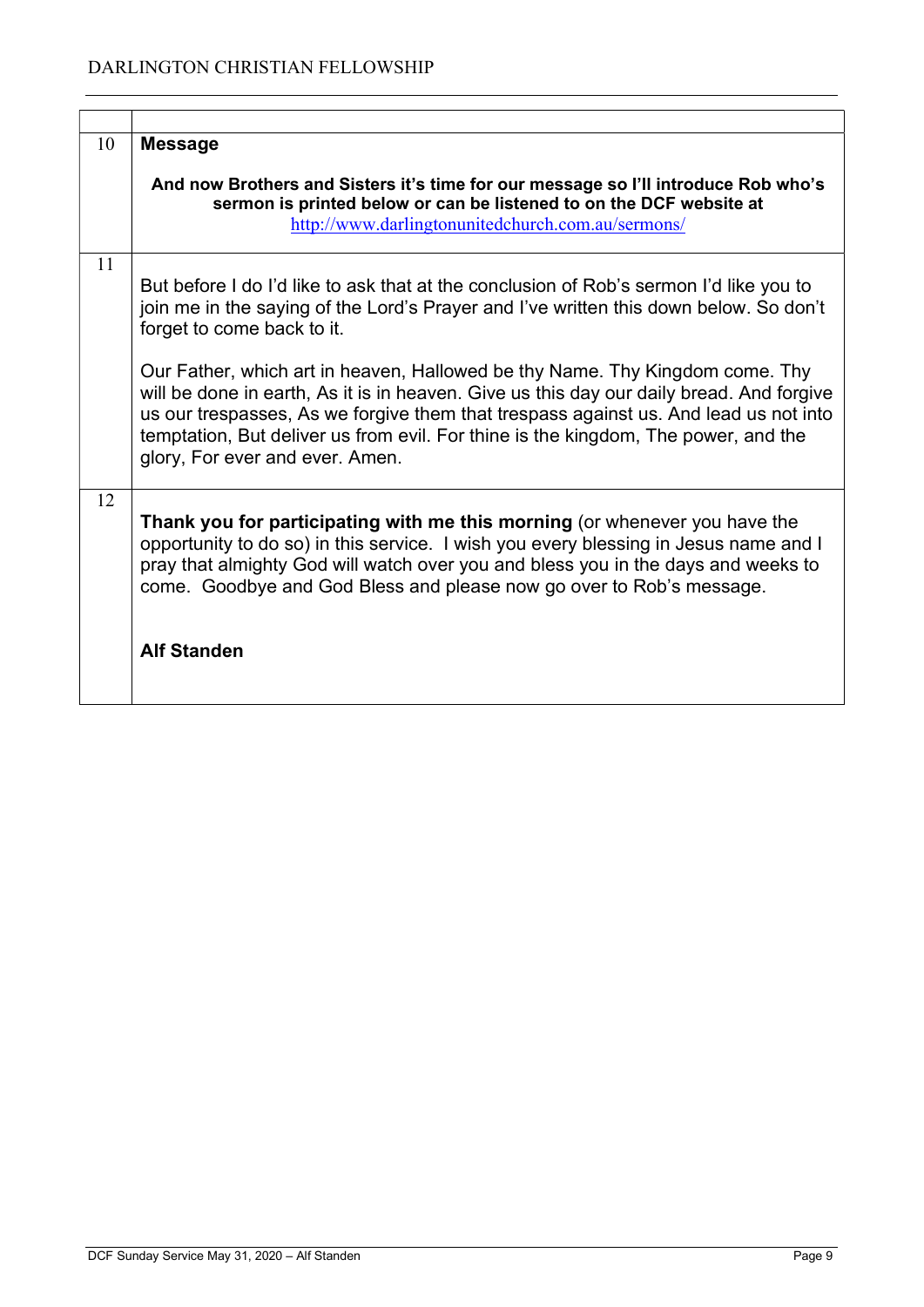| | |
|---|---|
| 10 | **Message**<br><br>**And now Brothers and Sisters it's time for our message so I'll introduce Rob who's sermon is printed below or can be listened to on the DCF website at** http://www.darlingtonunitedchurch.com.au/sermons/ |
| 11 | But before I do I'd like to ask that at the conclusion of Rob's sermon I'd like you to join me in the saying of the Lord's Prayer and I've written this down below. So don't forget to come back to it.<br><br>Our Father, which art in heaven, Hallowed be thy Name. Thy Kingdom come. Thy will be done in earth, As it is in heaven. Give us this day our daily bread. And forgive us our trespasses, As we forgive them that trespass against us. And lead us not into temptation, But deliver us from evil. For thine is the kingdom, The power, and the glory, For ever and ever. Amen. |
| 12 | **Thank you for participating with me this morning** (or whenever you have the opportunity to do so) in this service. I wish you every blessing in Jesus name and I pray that almighty God will watch over you and bless you in the days and weeks to come. Goodbye and God Bless and please now go over to Rob's message.<br><br>**Alf Standen** |